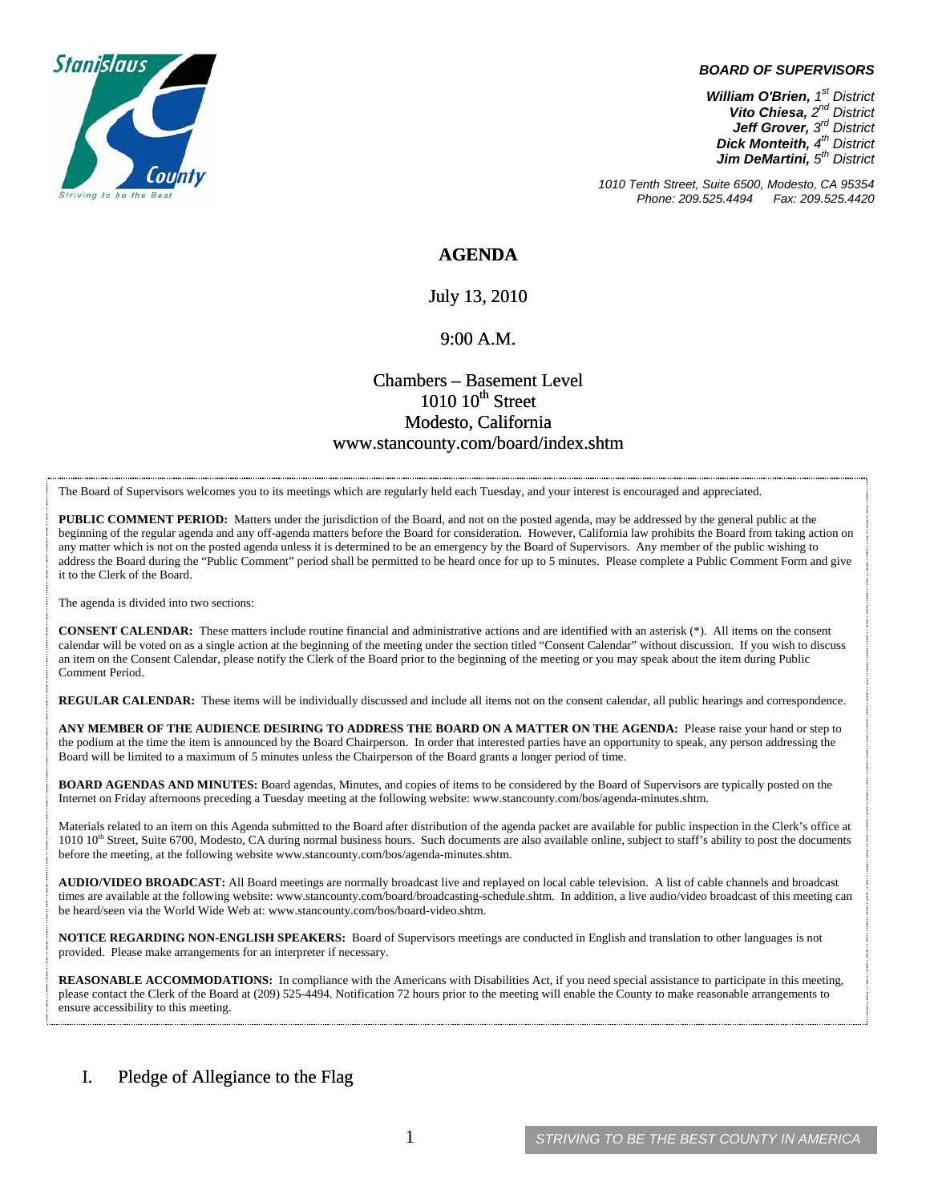**BOARD OF SUPERVISORS**

***William O'Brien,** 1st District*
***Vito Chiesa,** 2nd District*
***Jeff Grover,** 3rd District*
***Dick Monteith,** 4th District*
***Jim DeMartini,** 5th District*

*1010 Tenth Street, Suite 6500, Modesto, CA 95354*
*Phone: 209.525.4494 Fax: 209.525.4420*

# AGENDA

July 13, 2010

9:00 A.M.

Chambers – Basement Level
1010 10th Street
Modesto, California
www.stancounty.com/board/index.shtm

The Board of Supervisors welcomes you to its meetings which are regularly held each Tuesday, and your interest is encouraged and appreciated.

**PUBLIC COMMENT PERIOD:** Matters under the jurisdiction of the Board, and not on the posted agenda, may be addressed by the general public at the beginning of the regular agenda and any off-agenda matters before the Board for consideration. However, California law prohibits the Board from taking action on any matter which is not on the posted agenda unless it is determined to be an emergency by the Board of Supervisors. Any member of the public wishing to address the Board during the "Public Comment" period shall be permitted to be heard once for up to 5 minutes. Please complete a Public Comment Form and give it to the Clerk of the Board.

The agenda is divided into two sections:

**CONSENT CALENDAR:** These matters include routine financial and administrative actions and are identified with an asterisk (*). All items on the consent calendar will be voted on as a single action at the beginning of the meeting under the section titled "Consent Calendar" without discussion. If you wish to discuss an item on the Consent Calendar, please notify the Clerk of the Board prior to the beginning of the meeting or you may speak about the item during Public Comment Period.

**REGULAR CALENDAR:** These items will be individually discussed and include all items not on the consent calendar, all public hearings and correspondence.

**ANY MEMBER OF THE AUDIENCE DESIRING TO ADDRESS THE BOARD ON A MATTER ON THE AGENDA:** Please raise your hand or step to the podium at the time the item is announced by the Board Chairperson. In order that interested parties have an opportunity to speak, any person addressing the Board will be limited to a maximum of 5 minutes unless the Chairperson of the Board grants a longer period of time.

**BOARD AGENDAS AND MINUTES:** Board agendas, Minutes, and copies of items to be considered by the Board of Supervisors are typically posted on the Internet on Friday afternoons preceding a Tuesday meeting at the following website: www.stancounty.com/bos/agenda-minutes.shtm.

Materials related to an item on this Agenda submitted to the Board after distribution of the agenda packet are available for public inspection in the Clerk's office at 1010 10th Street, Suite 6700, Modesto, CA during normal business hours. Such documents are also available online, subject to staff's ability to post the documents before the meeting, at the following website www.stancounty.com/bos/agenda-minutes.shtm.

**AUDIO/VIDEO BROADCAST:** All Board meetings are normally broadcast live and replayed on local cable television. A list of cable channels and broadcast times are available at the following website: www.stancounty.com/board/broadcasting-schedule.shtm. In addition, a live audio/video broadcast of this meeting can be heard/seen via the World Wide Web at: www.stancounty.com/bos/board-video.shtm.

**NOTICE REGARDING NON-ENGLISH SPEAKERS:** Board of Supervisors meetings are conducted in English and translation to other languages is not provided. Please make arrangements for an interpreter if necessary.

**REASONABLE ACCOMMODATIONS:** In compliance with the Americans with Disabilities Act, if you need special assistance to participate in this meeting, please contact the Clerk of the Board at (209) 525-4494. Notification 72 hours prior to the meeting will enable the County to make reasonable arrangements to ensure accessibility to this meeting.

## I. Pledge of Allegiance to the Flag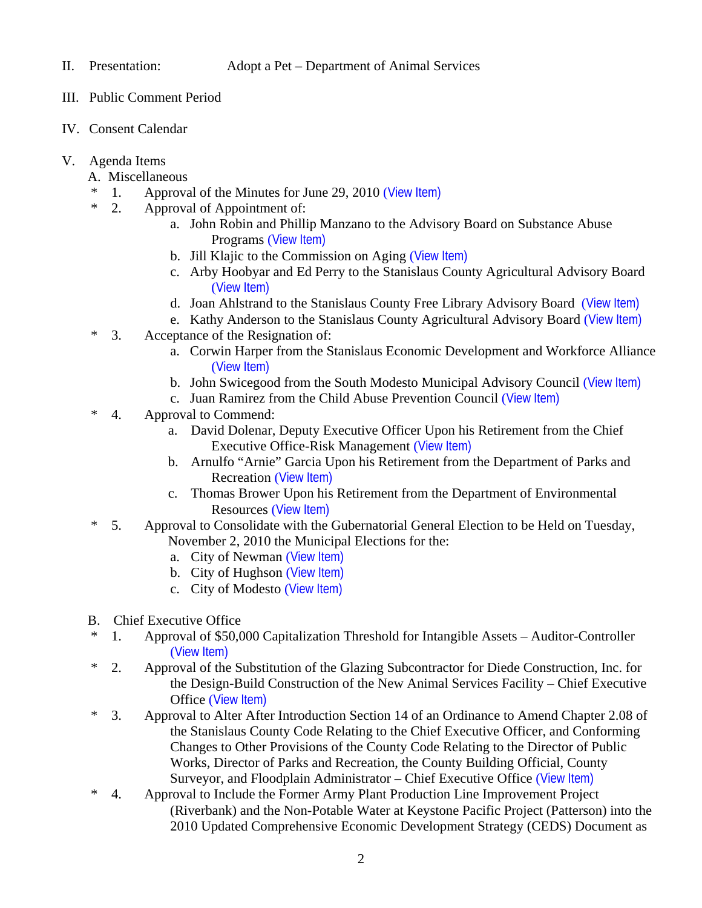II. Presentation: Adopt a Pet – Department of Animal Services

III. Public Comment Period

IV. Consent Calendar

V. Agenda Items

A. Miscellaneous

\* 1. Approval of the Minutes for June 29, 2010 (View Item)

\* 2. Approval of Appointment of:

a. John Robin and Phillip Manzano to the Advisory Board on Substance Abuse Programs (View Item)

b. Jill Klajic to the Commission on Aging (View Item)

c. Arby Hoobyar and Ed Perry to the Stanislaus County Agricultural Advisory Board (View Item)

d. Joan Ahlstrand to the Stanislaus County Free Library Advisory Board (View Item)

e. Kathy Anderson to the Stanislaus County Agricultural Advisory Board (View Item)

\* 3. Acceptance of the Resignation of:

a. Corwin Harper from the Stanislaus Economic Development and Workforce Alliance (View Item)

b. John Swicegood from the South Modesto Municipal Advisory Council (View Item)

c. Juan Ramirez from the Child Abuse Prevention Council (View Item)

\* 4. Approval to Commend:

a. David Dolenar, Deputy Executive Officer Upon his Retirement from the Chief Executive Office-Risk Management (View Item)

b. Arnulfo "Arnie" Garcia Upon his Retirement from the Department of Parks and Recreation (View Item)

c. Thomas Brower Upon his Retirement from the Department of Environmental Resources (View Item)

\* 5. Approval to Consolidate with the Gubernatorial General Election to be Held on Tuesday, November 2, 2010 the Municipal Elections for the:

a. City of Newman (View Item)

b. City of Hughson (View Item)

c. City of Modesto (View Item)

B. Chief Executive Office

\* 1. Approval of $50,000 Capitalization Threshold for Intangible Assets – Auditor-Controller (View Item)

\* 2. Approval of the Substitution of the Glazing Subcontractor for Diede Construction, Inc. for the Design-Build Construction of the New Animal Services Facility – Chief Executive Office (View Item)

\* 3. Approval to Alter After Introduction Section 14 of an Ordinance to Amend Chapter 2.08 of the Stanislaus County Code Relating to the Chief Executive Officer, and Conforming Changes to Other Provisions of the County Code Relating to the Director of Public Works, Director of Parks and Recreation, the County Building Official, County Surveyor, and Floodplain Administrator – Chief Executive Office (View Item)

\* 4. Approval to Include the Former Army Plant Production Line Improvement Project (Riverbank) and the Non-Potable Water at Keystone Pacific Project (Patterson) into the 2010 Updated Comprehensive Economic Development Strategy (CEDS) Document as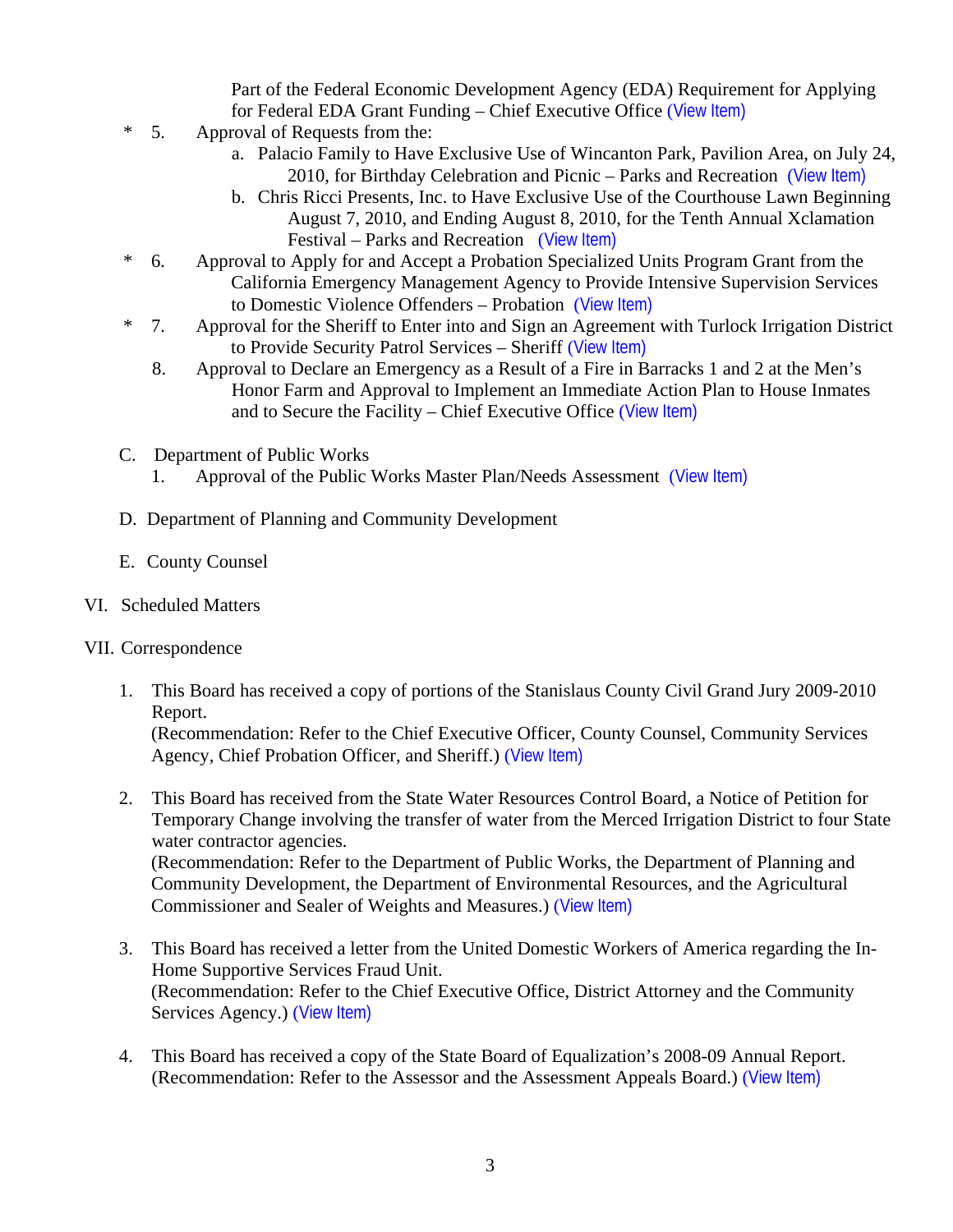Part of the Federal Economic Development Agency (EDA) Requirement for Applying for Federal EDA Grant Funding – Chief Executive Office (View Item)

\* 5. Approval of Requests from the:

   a. Palacio Family to Have Exclusive Use of Wincanton Park, Pavilion Area, on July 24, 2010, for Birthday Celebration and Picnic – Parks and Recreation (View Item)

   b. Chris Ricci Presents, Inc. to Have Exclusive Use of the Courthouse Lawn Beginning August 7, 2010, and Ending August 8, 2010, for the Tenth Annual Xclamation Festival – Parks and Recreation (View Item)

\* 6. Approval to Apply for and Accept a Probation Specialized Units Program Grant from the California Emergency Management Agency to Provide Intensive Supervision Services to Domestic Violence Offenders – Probation (View Item)

\* 7. Approval for the Sheriff to Enter into and Sign an Agreement with Turlock Irrigation District to Provide Security Patrol Services – Sheriff (View Item)

8. Approval to Declare an Emergency as a Result of a Fire in Barracks 1 and 2 at the Men's Honor Farm and Approval to Implement an Immediate Action Plan to House Inmates and to Secure the Facility – Chief Executive Office (View Item)

C. Department of Public Works

   1. Approval of the Public Works Master Plan/Needs Assessment (View Item)

D. Department of Planning and Community Development

E. County Counsel

VI. Scheduled Matters

VII. Correspondence

1. This Board has received a copy of portions of the Stanislaus County Civil Grand Jury 2009-2010 Report.
   (Recommendation: Refer to the Chief Executive Officer, County Counsel, Community Services Agency, Chief Probation Officer, and Sheriff.) (View Item)

2. This Board has received from the State Water Resources Control Board, a Notice of Petition for Temporary Change involving the transfer of water from the Merced Irrigation District to four State water contractor agencies.
   (Recommendation: Refer to the Department of Public Works, the Department of Planning and Community Development, the Department of Environmental Resources, and the Agricultural Commissioner and Sealer of Weights and Measures.) (View Item)

3. This Board has received a letter from the United Domestic Workers of America regarding the In-Home Supportive Services Fraud Unit.
   (Recommendation: Refer to the Chief Executive Office, District Attorney and the Community Services Agency.) (View Item)

4. This Board has received a copy of the State Board of Equalization's 2008-09 Annual Report.
   (Recommendation: Refer to the Assessor and the Assessment Appeals Board.) (View Item)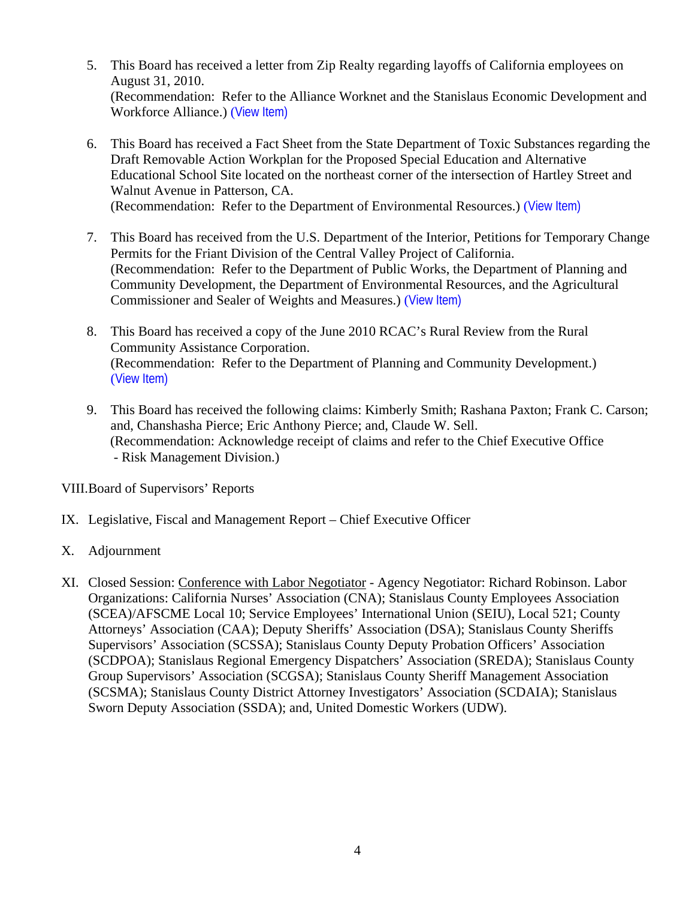5. This Board has received a letter from Zip Realty regarding layoffs of California employees on August 31, 2010.
   (Recommendation: Refer to the Alliance Worknet and the Stanislaus Economic Development and Workforce Alliance.) (View Item)

6. This Board has received a Fact Sheet from the State Department of Toxic Substances regarding the Draft Removable Action Workplan for the Proposed Special Education and Alternative Educational School Site located on the northeast corner of the intersection of Hartley Street and Walnut Avenue in Patterson, CA.
   (Recommendation: Refer to the Department of Environmental Resources.) (View Item)

7. This Board has received from the U.S. Department of the Interior, Petitions for Temporary Change Permits for the Friant Division of the Central Valley Project of California.
   (Recommendation: Refer to the Department of Public Works, the Department of Planning and Community Development, the Department of Environmental Resources, and the Agricultural Commissioner and Sealer of Weights and Measures.) (View Item)

8. This Board has received a copy of the June 2010 RCAC's Rural Review from the Rural Community Assistance Corporation.
   (Recommendation: Refer to the Department of Planning and Community Development.) (View Item)

9. This Board has received the following claims: Kimberly Smith; Rashana Paxton; Frank C. Carson; and, Chanshasha Pierce; Eric Anthony Pierce; and, Claude W. Sell.
   (Recommendation: Acknowledge receipt of claims and refer to the Chief Executive Office - Risk Management Division.)

VIII. Board of Supervisors' Reports

IX. Legislative, Fiscal and Management Report – Chief Executive Officer

X. Adjournment

XI. Closed Session: <u>Conference with Labor Negotiator</u> - Agency Negotiator: Richard Robinson. Labor Organizations: California Nurses' Association (CNA); Stanislaus County Employees Association (SCEA)/AFSCME Local 10; Service Employees' International Union (SEIU), Local 521; County Attorneys' Association (CAA); Deputy Sheriffs' Association (DSA); Stanislaus County Sheriffs Supervisors' Association (SCSSA); Stanislaus County Deputy Probation Officers' Association (SCDPOA); Stanislaus Regional Emergency Dispatchers' Association (SREDA); Stanislaus County Group Supervisors' Association (SCGSA); Stanislaus County Sheriff Management Association (SCSMA); Stanislaus County District Attorney Investigators' Association (SCDAIA); Stanislaus Sworn Deputy Association (SSDA); and, United Domestic Workers (UDW).